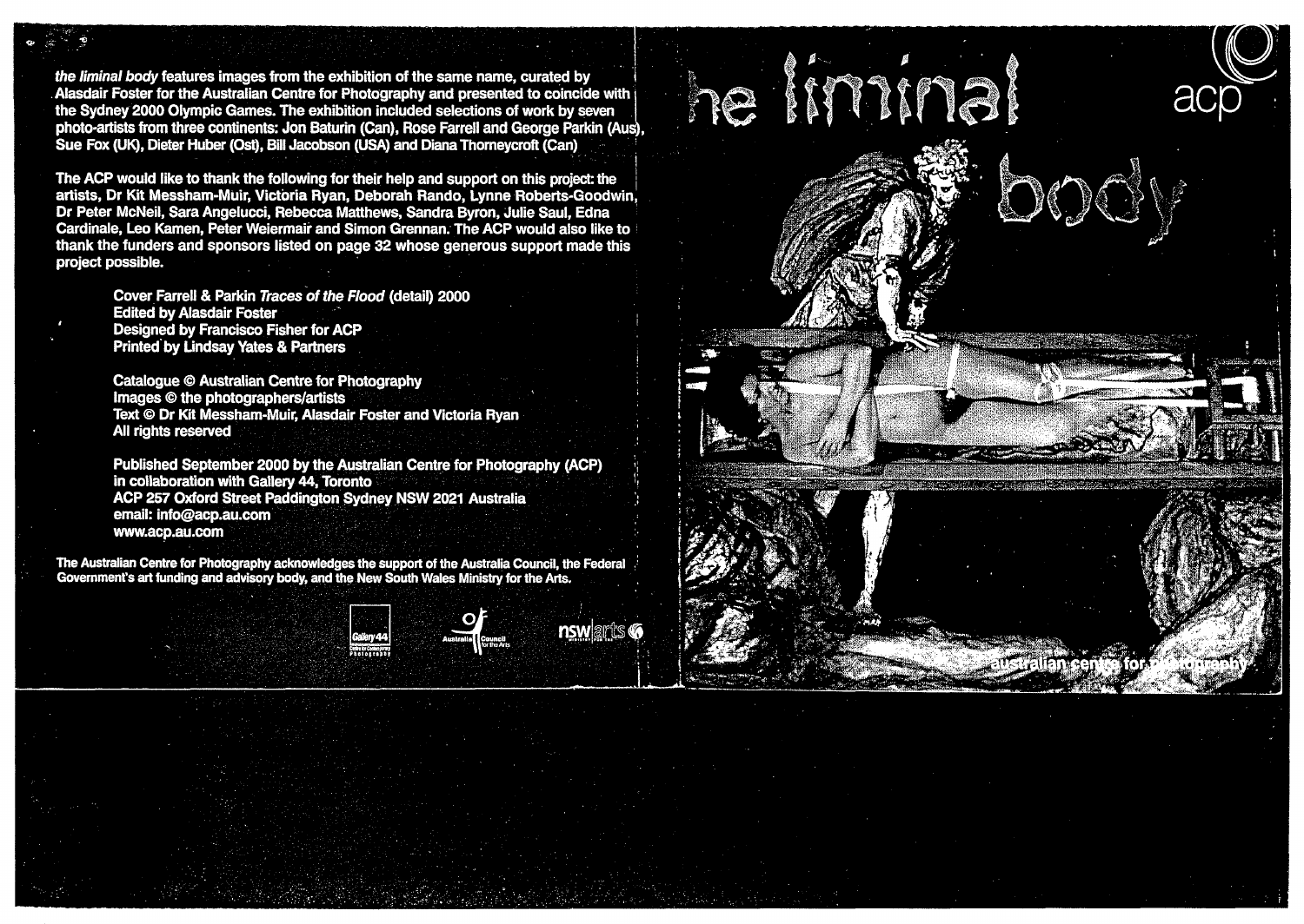*the liminal body* features images from the exhibition of the same name, curated by Alasdair Foster for the Australian Centre for Photography and presented to coincide with the Sydney 2000 Olympic Games. The exhibition included selections of work by seven photo-artists from three continents: Jon Baturin (Can), Rose Farrell and George Parkin (Aus), Sue Fox (UK), Dieter Huber (Ost), Bill Jacobson (USA) and Diana Thorneycroft (Can)

The ACP would like to thank the following for their help and support on this project: the artists, Dr Kit Messham-Muir, Victoria Ryan, Deborah Rando, Lynne Roberts-Goodwin, Dr Peter McNeil, Sara Angelucci, Rebecca Matthews, Sandra Byron, Julie Saul, Edna Cardinale, Leo Kamen, Peter Weiermair and Simon Grennan. The ACP would also like to thank the funders and sponsors listed on page 32 whose generous support made this project possible.

Cover Farrell & Parkin *Traces of the Flood* (detail) 2000
Edited by Alasdair Foster
Designed by Francisco Fisher for ACP
Printed by Lindsay Yates & Partners

Catalogue © Australian Centre for Photography
Images © the photographers/artists
Text © Dr Kit Messham-Muir, Alasdair Foster and Victoria Ryan
All rights reserved

Published September 2000 by the Australian Centre for Photography (ACP) in collaboration with Gallery 44, Toronto
ACP 257 Oxford Street Paddington Sydney NSW 2021 Australia
email: info@acp.au.com
www.acp.au.com

The Australian Centre for Photography acknowledges the support of the Australia Council, the Federal Government's art funding and advisory body, and the New South Wales Ministry for the Arts.

Gallery 44 Centre for Contemporary Photography — Australia Council for the Arts — nsw arts

# the liminal body

acp

australian centre for photography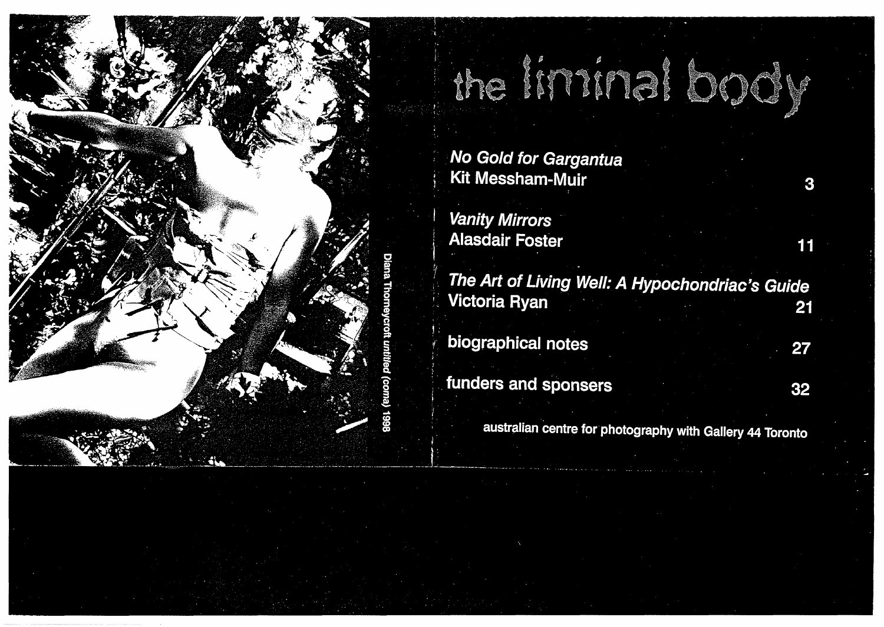# the liminal body

*No Gold for Gargantua*
Kit Messham-Muir 3

*Vanity Mirrors*
Alasdair Foster 11

*The Art of Living Well: A Hypochondriac's Guide*
Victoria Ryan 21

biographical notes 27

funders and sponsers 32

australian centre for photography with Gallery 44 Toronto

Diana Thorneycroft untitled (coma) 1998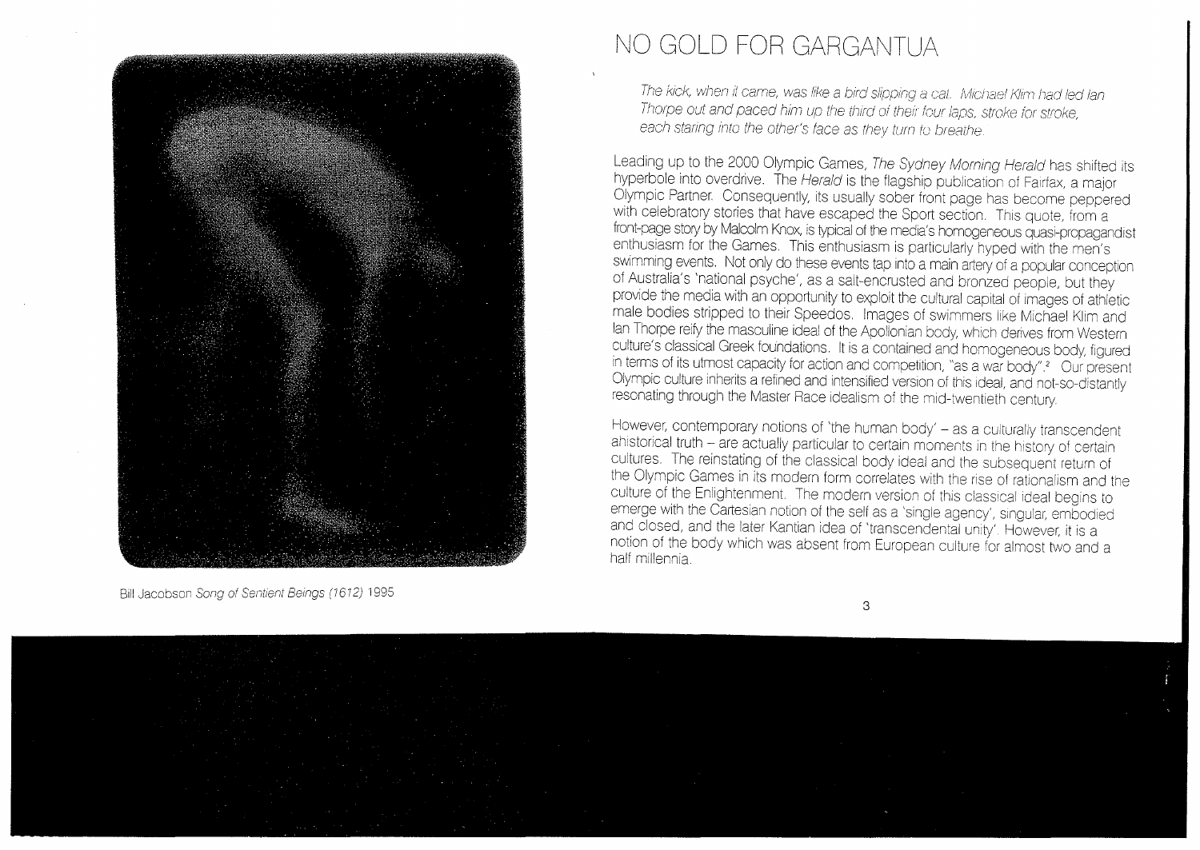Bill Jacobson *Song of Sentient Beings (1612)* 1995

# NO GOLD FOR GARGANTUA

*The kick, when it came, was like a bird slipping a cat. Michael Klim had led Ian Thorpe out and paced him up the third of their four laps, stroke for stroke, each staring into the other's face as they turn to breathe.*

Leading up to the 2000 Olympic Games, *The Sydney Morning Herald* has shifted its hyperbole into overdrive. The *Herald* is the flagship publication of Fairfax, a major Olympic Partner. Consequently, its usually sober front page has become peppered with celebratory stories that have escaped the Sport section. This quote, from a front-page story by Malcolm Knox, is typical of the media's homogeneous quasi-propagandist enthusiasm for the Games. This enthusiasm is particularly hyped with the men's swimming events. Not only do these events tap into a main artery of a popular conception of Australia's 'national psyche', as a salt-encrusted and bronzed people, but they provide the media with an opportunity to exploit the cultural capital of images of athletic male bodies stripped to their Speedos. Images of swimmers like Michael Klim and Ian Thorpe reify the masculine ideal of the Apollonian body, which derives from Western culture's classical Greek foundations. It is a contained and homogeneous body, figured in terms of its utmost capacity for action and competition, "as a war body".[2] Our present Olympic culture inherits a refined and intensified version of this ideal, and not-so-distantly resonating through the Master Race idealism of the mid-twentieth century.

However, contemporary notions of 'the human body' – as a culturally transcendent ahistorical truth – are actually particular to certain moments in the history of certain cultures. The reinstating of the classical body ideal and the subsequent return of the Olympic Games in its modern form correlates with the rise of rationalism and the culture of the Enlightenment. The modern version of this classical ideal begins to emerge with the Cartesian notion of the self as a 'single agency', singular, embodied and closed, and the later Kantian idea of 'transcendental unity'. However, it is a notion of the body which was absent from European culture for almost two and a half millennia.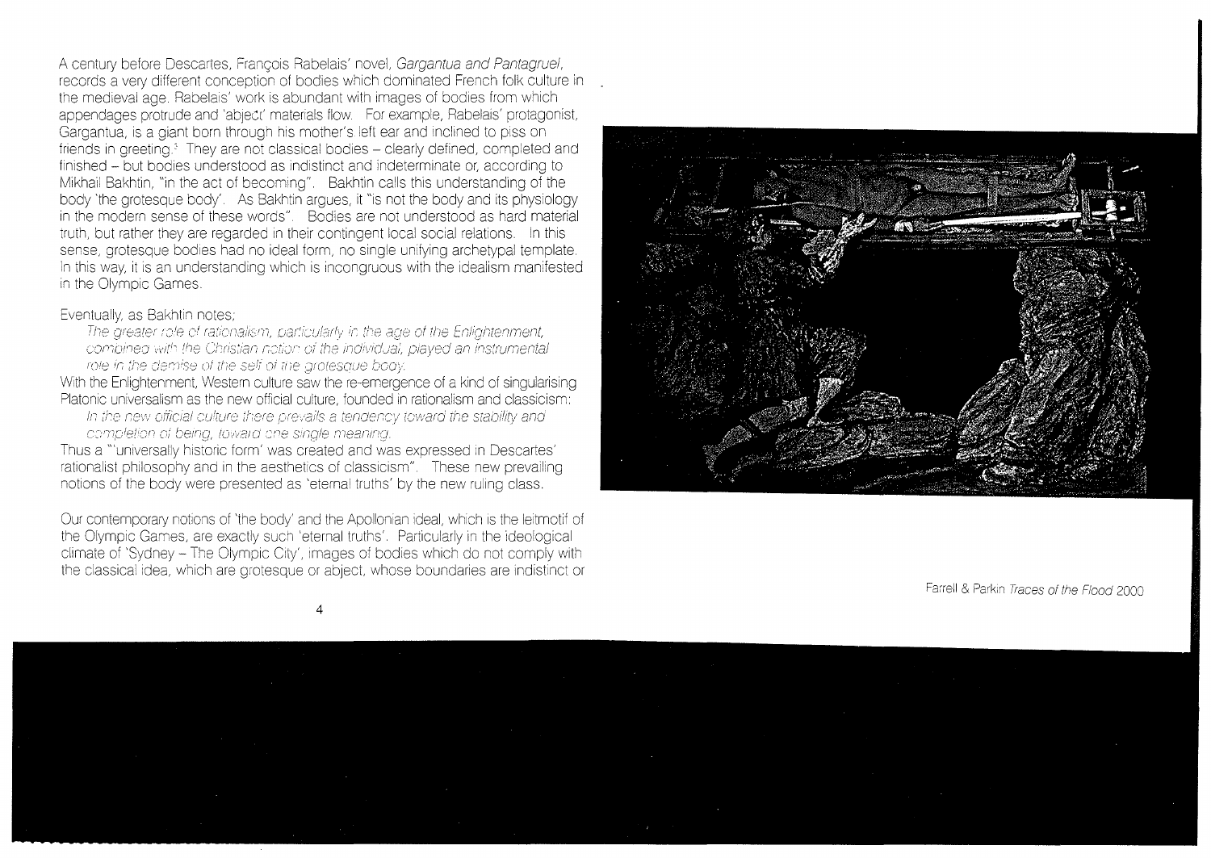A century before Descartes, François Rabelais' novel, *Gargantua and Pantagruel*, records a very different conception of bodies which dominated French folk culture in the medieval age. Rabelais' work is abundant with images of bodies from which appendages protrude and 'abject' materials flow. For example, Rabelais' protagonist, Gargantua, is a giant born through his mother's left ear and inclined to piss on friends in greeting.[3] They are not classical bodies – clearly defined, completed and finished – but bodies understood as indistinct and indeterminate or, according to Mikhail Bakhtin, "in the act of becoming". Bakhtin calls this understanding of the body 'the grotesque body'. As Bakhtin argues, it "is not the body and its physiology in the modern sense of these words". Bodies are not understood as hard material truth, but rather they are regarded in their contingent local social relations. In this sense, grotesque bodies had no ideal form, no single unifying archetypal template. In this way, it is an understanding which is incongruous with the idealism manifested in the Olympic Games.

Eventually, as Bakhtin notes;

> *The greater role of rationalism, particularly in the age of the Enlightenment, combined with the Christian notion of the individual, played an instrumental role in the demise of the self of the grotesque body.*

With the Enlightenment, Western culture saw the re-emergence of a kind of singularising Platonic universalism as the new official culture, founded in rationalism and classicism:

> *In the new official culture there prevails a tendency toward the stability and completion of being, toward one single meaning.*

Thus a "'universally historic form' was created and was expressed in Descartes' rationalist philosophy and in the aesthetics of classicism". These new prevailing notions of the body were presented as 'eternal truths' by the new ruling class.

Our contemporary notions of 'the body' and the Apollonian ideal, which is the leitmotif of the Olympic Games, are exactly such 'eternal truths'. Particularly in the ideological climate of 'Sydney – The Olympic City', images of bodies which do not comply with the classical idea, which are grotesque or abject, whose boundaries are indistinct or

Farrell & Parkin *Traces of the Flood* 2000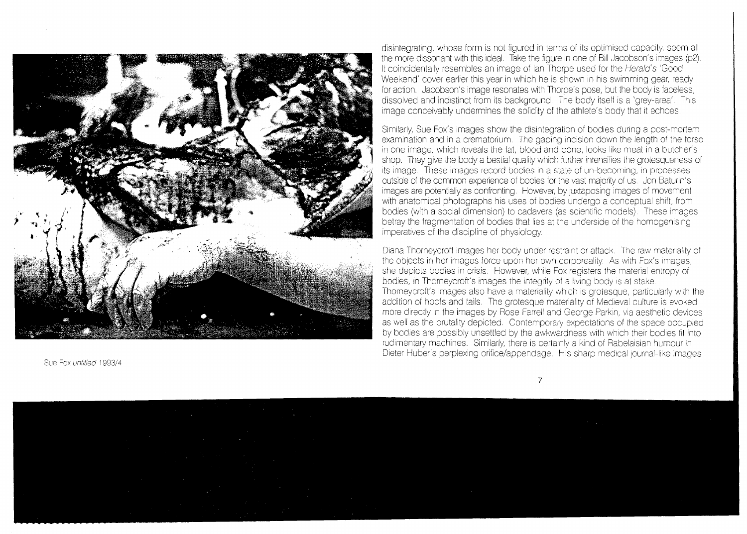Sue Fox *untitled* 1993/4

disintegrating, whose form is not figured in terms of its optimised capacity, seem all the more dissonant with this ideal. Take the figure in one of Bill Jacobson's images (p2). It coincidentally resembles an image of Ian Thorpe used for the *Herald's* 'Good Weekend' cover earlier this year in which he is shown in his swimming gear, ready for action. Jacobson's image resonates with Thorpe's pose, but the body is faceless, dissolved and indistinct from its background. The body itself is a 'grey-area'. This image conceivably undermines the solidity of the athlete's body that it echoes.

Similarly, Sue Fox's images show the disintegration of bodies during a post-mortem examination and in a crematorium. The gaping incision down the length of the torso in one image, which reveals the fat, blood and bone, looks like meat in a butcher's shop. They give the body a bestial quality which further intensifies the grotesqueness of its image. These images record bodies in a state of un-becoming, in processes outside of the common experience of bodies for the vast majority of us. Jon Baturin's images are potentially as confronting. However, by juxtaposing images of movement with anatomical photographs his uses of bodies undergo a conceptual shift, from bodies (with a social dimension) to cadavers (as scientific models). These images betray the fragmentation of bodies that lies at the underside of the homogenising imperatives of the discipline of physiology.

Diana Thorneycroft images her body under restraint or attack. The raw materiality of the objects in her images force upon her own corporeality. As with Fox's images, she depicts bodies in crisis. However, while Fox registers the material entropy of bodies, in Thorneycroft's images the integrity of a living body is at stake. Thorneycroft's images also have a materiality which is grotesque, particularly with the addition of hoofs and tails. The grotesque materiality of Medieval culture is evoked more directly in the images by Rose Farrell and George Parkin, via aesthetic devices as well as the brutality depicted. Contemporary expectations of the space occupied by bodies are possibly unsettled by the awkwardness with which their bodies fit into rudimentary machines. Similarly, there is certainly a kind of Rabelaisian humour in Dieter Huber's perplexing orifice/appendage. His sharp medical journal-like images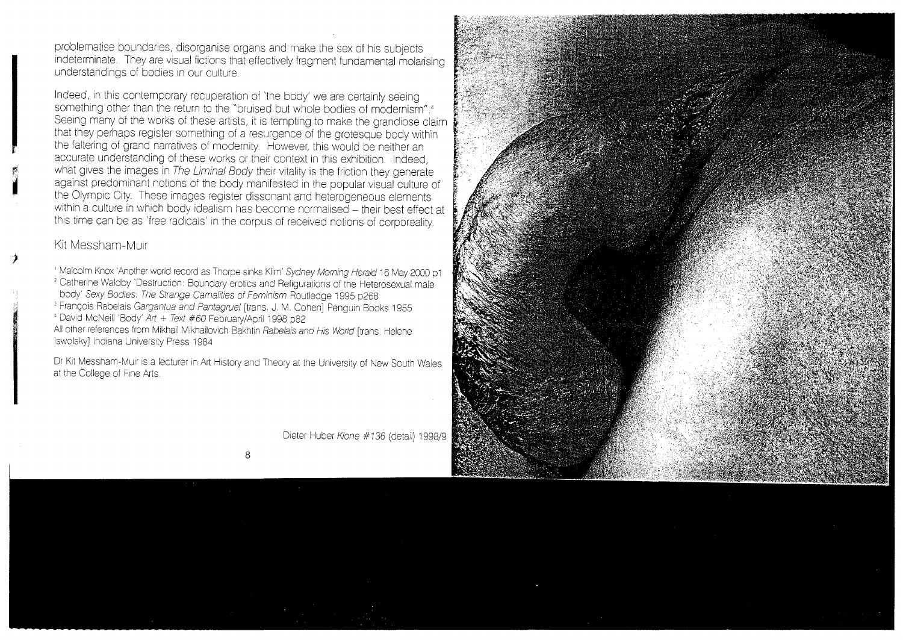problematise boundaries, disorganise organs and make the sex of his subjects indeterminate. They are visual fictions that effectively fragment fundamental molarising understandings of bodies in our culture.

Indeed, in this contemporary recuperation of 'the body' we are certainly seeing something other than the return to the "bruised but whole bodies of modernism".[4] Seeing many of the works of these artists, it is tempting to make the grandiose claim that they perhaps register something of a resurgence of the grotesque body within the faltering of grand narratives of modernity. However, this would be neither an accurate understanding of these works or their context in this exhibition. Indeed, what gives the images in *The Liminal Body* their vitality is the friction they generate against predominant notions of the body manifested in the popular visual culture of the Olympic City. These images register dissonant and heterogeneous elements within a culture in which body idealism has become normalised – their best effect at this time can be as 'free radicals' in the corpus of received notions of corporeality.

Kit Messham-Muir

[1] Malcolm Knox 'Another world record as Thorpe sinks Klim' *Sydney Morning Herald* 16 May 2000 p1
[2] Catherine Waldby 'Destruction: Boundary erotics and Refigurations of the Heterosexual male body' *Sexy Bodies: The Strange Carnalities of Feminism* Routledge 1995 p268
[3] François Rabelais *Gargantua and Pantagruel* [trans. J. M. Cohen] Penguin Books 1955
[4] David McNeill 'Body' *Art + Text #60* February/April 1998 p82
All other references from Mikhail Mikhailovich Bakhtin *Rabelais and His World* [trans. Helene Iswolsky] Indiana University Press 1984

Dr Kit Messham-Muir is a lecturer in Art History and Theory at the University of New South Wales at the College of Fine Arts.

Dieter Huber *Klone #136* (detail) 1998/9